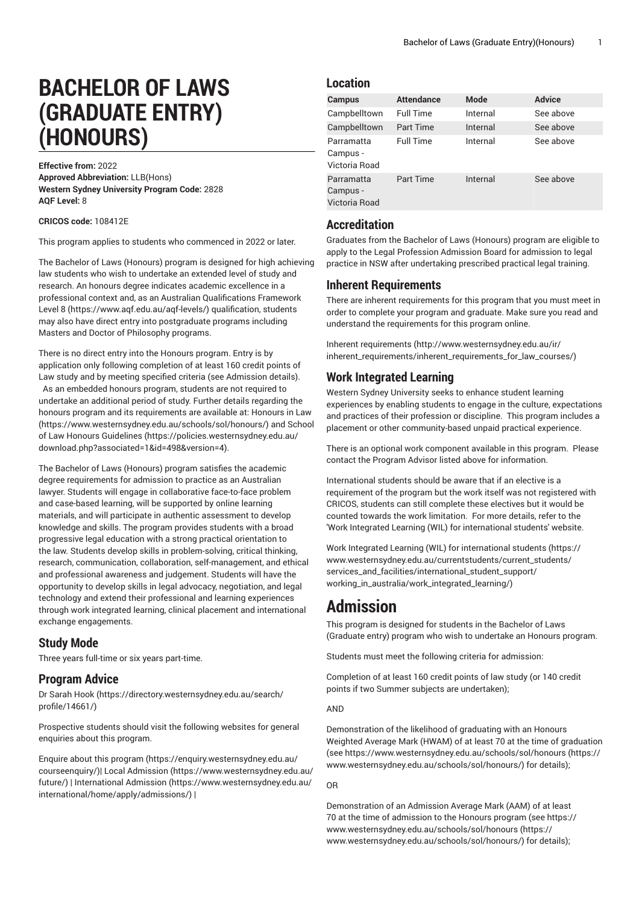# BACHELOR OF LAWS (GRADUATE ENTRY) (HONOURS)

**Effective from:** 2022
**Approved Abbreviation:** LLB(Hons)
**Western Sydney University Program Code:** 2828
**AQF Level:** 8

**CRICOS code:** 108412E

This program applies to students who commenced in 2022 or later.

The Bachelor of Laws (Honours) program is designed for high achieving law students who wish to undertake an extended level of study and research. An honours degree indicates academic excellence in a professional context and, as an Australian Qualifications Framework Level 8 (https://www.aqf.edu.au/aqf-levels/) qualification, students may also have direct entry into postgraduate programs including Masters and Doctor of Philosophy programs.

There is no direct entry into the Honours program. Entry is by application only following completion of at least 160 credit points of Law study and by meeting specified criteria (see Admission details). As an embedded honours program, students are not required to undertake an additional period of study. Further details regarding the honours program and its requirements are available at: Honours in Law (https://www.westernsydney.edu.au/schools/sol/honours/) and School of Law Honours Guidelines (https://policies.westernsydney.edu.au/download.php?associated=1&id=498&version=4).

The Bachelor of Laws (Honours) program satisfies the academic degree requirements for admission to practice as an Australian lawyer. Students will engage in collaborative face-to-face problem and case-based learning, will be supported by online learning materials, and will participate in authentic assessment to develop knowledge and skills. The program provides students with a broad progressive legal education with a strong practical orientation to the law. Students develop skills in problem-solving, critical thinking, research, communication, collaboration, self-management, and ethical and professional awareness and judgement. Students will have the opportunity to develop skills in legal advocacy, negotiation, and legal technology and extend their professional and learning experiences through work integrated learning, clinical placement and international exchange engagements.

## Study Mode

Three years full-time or six years part-time.

## Program Advice

Dr Sarah Hook (https://directory.westernsydney.edu.au/search/profile/14661/)

Prospective students should visit the following websites for general enquiries about this program.

Enquire about this program (https://enquiry.westernsydney.edu.au/courseenquiry/)| Local Admission (https://www.westernsydney.edu.au/future/) | International Admission (https://www.westernsydney.edu.au/international/home/apply/admissions/) |

## Location

| Campus | Attendance | Mode | Advice |
|---|---|---|---|
| Campbelltown | Full Time | Internal | See above |
| Campbelltown | Part Time | Internal | See above |
| Parramatta Campus - Victoria Road | Full Time | Internal | See above |
| Parramatta Campus - Victoria Road | Part Time | Internal | See above |

## Accreditation

Graduates from the Bachelor of Laws (Honours) program are eligible to apply to the Legal Profession Admission Board for admission to legal practice in NSW after undertaking prescribed practical legal training.

## Inherent Requirements

There are inherent requirements for this program that you must meet in order to complete your program and graduate. Make sure you read and understand the requirements for this program online.

Inherent requirements (http://www.westernsydney.edu.au/ir/inherent_requirements/inherent_requirements_for_law_courses/)

## Work Integrated Learning

Western Sydney University seeks to enhance student learning experiences by enabling students to engage in the culture, expectations and practices of their profession or discipline. This program includes a placement or other community-based unpaid practical experience.

There is an optional work component available in this program. Please contact the Program Advisor listed above for information.

International students should be aware that if an elective is a requirement of the program but the work itself was not registered with CRICOS, students can still complete these electives but it would be counted towards the work limitation. For more details, refer to the 'Work Integrated Learning (WIL) for international students' website.

Work Integrated Learning (WIL) for international students (https://www.westernsydney.edu.au/currentstudents/current_students/services_and_facilities/international_student_support/working_in_australia/work_integrated_learning/)

# Admission

This program is designed for students in the Bachelor of Laws (Graduate entry) program who wish to undertake an Honours program.

Students must meet the following criteria for admission:

Completion of at least 160 credit points of law study (or 140 credit points if two Summer subjects are undertaken);

AND

Demonstration of the likelihood of graduating with an Honours Weighted Average Mark (HWAM) of at least 70 at the time of graduation (see https://www.westernsydney.edu.au/schools/sol/honours (https://www.westernsydney.edu.au/schools/sol/honours/) for details);

OR

Demonstration of an Admission Average Mark (AAM) of at least 70 at the time of admission to the Honours program (see https://www.westernsydney.edu.au/schools/sol/honours (https://www.westernsydney.edu.au/schools/sol/honours/) for details);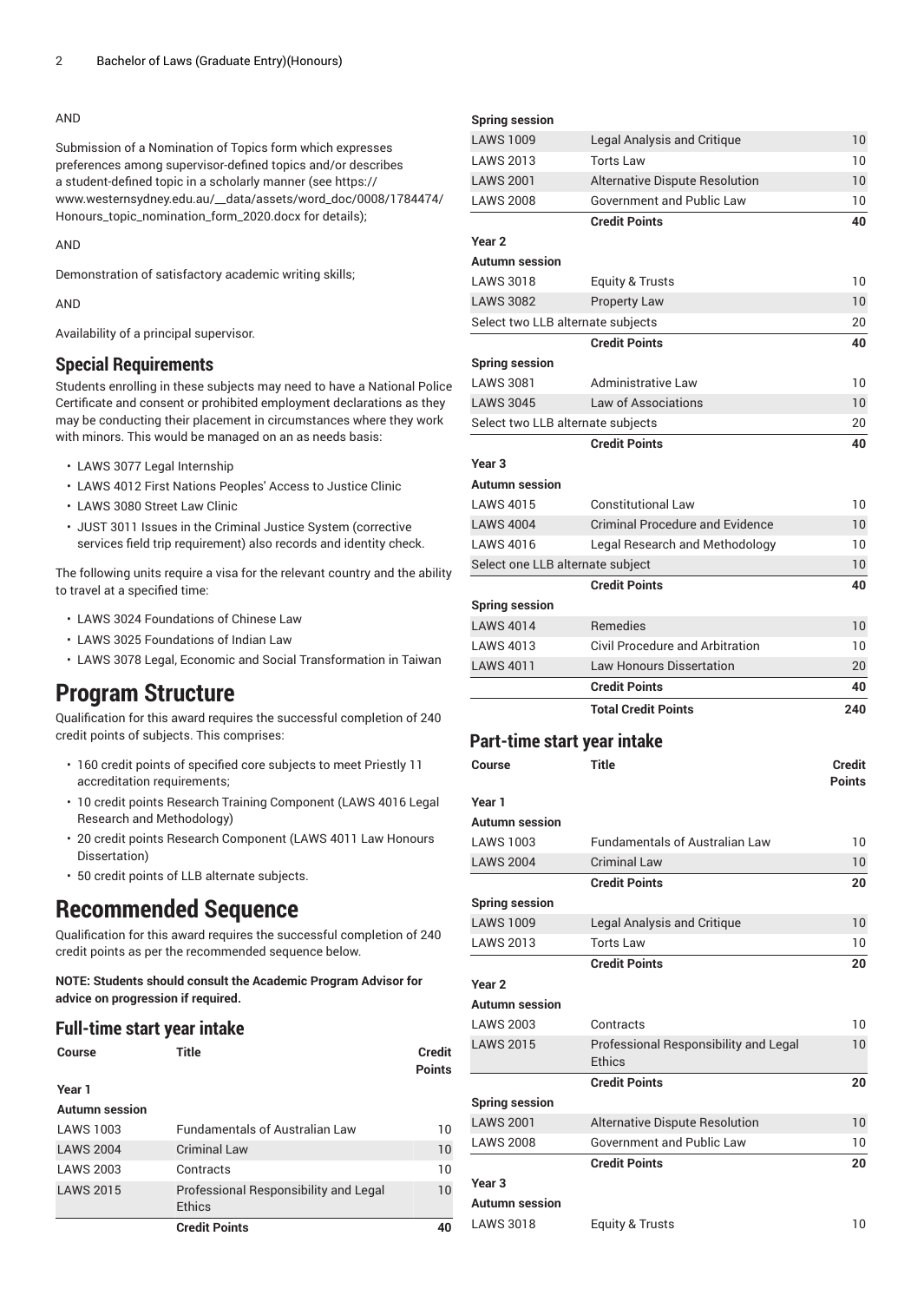AND

Submission of a Nomination of Topics form which expresses preferences among supervisor-defined topics and/or describes a student-defined topic in a scholarly manner (see https://www.westernsydney.edu.au/__data/assets/word_doc/0008/1784474/Honours_topic_nomination_form_2020.docx for details);

AND

Demonstration of satisfactory academic writing skills;

AND

Availability of a principal supervisor.

## Special Requirements

Students enrolling in these subjects may need to have a National Police Certificate and consent or prohibited employment declarations as they may be conducting their placement in circumstances where they work with minors. This would be managed on an as needs basis:

- LAWS 3077 Legal Internship
- LAWS 4012 First Nations Peoples' Access to Justice Clinic
- LAWS 3080 Street Law Clinic
- JUST 3011 Issues in the Criminal Justice System (corrective services field trip requirement) also records and identity check.

The following units require a visa for the relevant country and the ability to travel at a specified time:

- LAWS 3024 Foundations of Chinese Law
- LAWS 3025 Foundations of Indian Law
- LAWS 3078 Legal, Economic and Social Transformation in Taiwan

# Program Structure

Qualification for this award requires the successful completion of 240 credit points of subjects. This comprises:

- 160 credit points of specified core subjects to meet Priestly 11 accreditation requirements;
- 10 credit points Research Training Component (LAWS 4016 Legal Research and Methodology)
- 20 credit points Research Component (LAWS 4011 Law Honours Dissertation)
- 50 credit points of LLB alternate subjects.

# Recommended Sequence

Qualification for this award requires the successful completion of 240 credit points as per the recommended sequence below.

**NOTE: Students should consult the Academic Program Advisor for advice on progression if required.**

## Full-time start year intake

| Course | Title | Credit Points |
|---|---|---|
| **Year 1** | | |
| **Autumn session** | | |
| LAWS 1003 | Fundamentals of Australian Law | 10 |
| LAWS 2004 | Criminal Law | 10 |
| LAWS 2003 | Contracts | 10 |
| LAWS 2015 | Professional Responsibility and Legal Ethics | 10 |
| | **Credit Points** | **40** |
| **Spring session** | | |
| LAWS 1009 | Legal Analysis and Critique | 10 |
| LAWS 2013 | Torts Law | 10 |
| LAWS 2001 | Alternative Dispute Resolution | 10 |
| LAWS 2008 | Government and Public Law | 10 |
| | **Credit Points** | **40** |
| **Year 2** | | |
| **Autumn session** | | |
| LAWS 3018 | Equity & Trusts | 10 |
| LAWS 3082 | Property Law | 10 |
| Select two LLB alternate subjects | | 20 |
| | **Credit Points** | **40** |
| **Spring session** | | |
| LAWS 3081 | Administrative Law | 10 |
| LAWS 3045 | Law of Associations | 10 |
| Select two LLB alternate subjects | | 20 |
| | **Credit Points** | **40** |
| **Year 3** | | |
| **Autumn session** | | |
| LAWS 4015 | Constitutional Law | 10 |
| LAWS 4004 | Criminal Procedure and Evidence | 10 |
| LAWS 4016 | Legal Research and Methodology | 10 |
| Select one LLB alternate subject | | 10 |
| | **Credit Points** | **40** |
| **Spring session** | | |
| LAWS 4014 | Remedies | 10 |
| LAWS 4013 | Civil Procedure and Arbitration | 10 |
| LAWS 4011 | Law Honours Dissertation | 20 |
| | **Credit Points** | **40** |
| | **Total Credit Points** | **240** |

## Part-time start year intake

| Course | Title | Credit Points |
|---|---|---|
| **Year 1** | | |
| **Autumn session** | | |
| LAWS 1003 | Fundamentals of Australian Law | 10 |
| LAWS 2004 | Criminal Law | 10 |
| | **Credit Points** | **20** |
| **Spring session** | | |
| LAWS 1009 | Legal Analysis and Critique | 10 |
| LAWS 2013 | Torts Law | 10 |
| | **Credit Points** | **20** |
| **Year 2** | | |
| **Autumn session** | | |
| LAWS 2003 | Contracts | 10 |
| LAWS 2015 | Professional Responsibility and Legal Ethics | 10 |
| | **Credit Points** | **20** |
| **Spring session** | | |
| LAWS 2001 | Alternative Dispute Resolution | 10 |
| LAWS 2008 | Government and Public Law | 10 |
| | **Credit Points** | **20** |
| **Year 3** | | |
| **Autumn session** | | |
| LAWS 3018 | Equity & Trusts | 10 |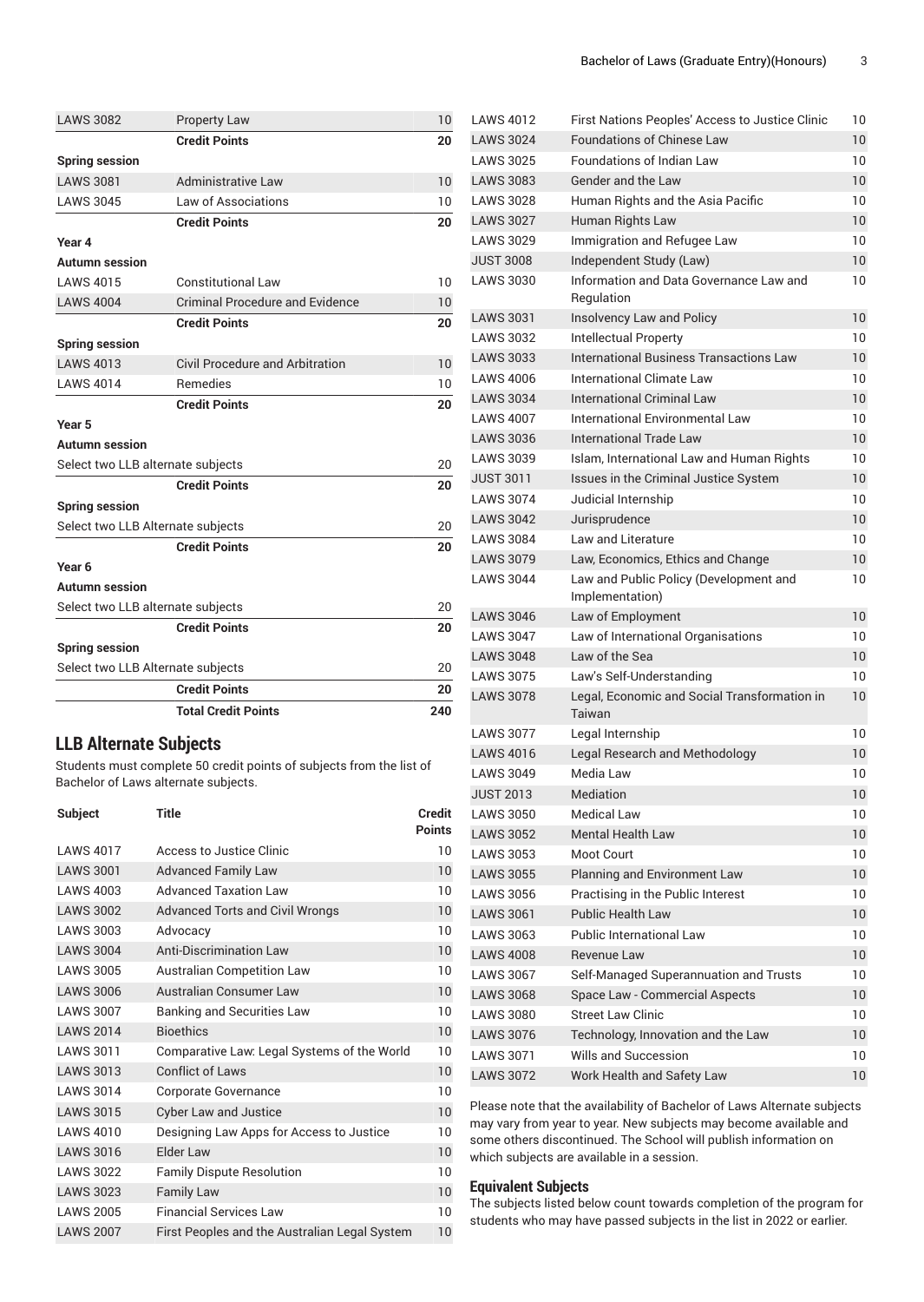| | | |
|---|---|---|
| LAWS 3082 | Property Law | 10 |
| | **Credit Points** | **20** |
| **Spring session** | | |
| LAWS 3081 | Administrative Law | 10 |
| LAWS 3045 | Law of Associations | 10 |
| | **Credit Points** | **20** |
| **Year 4** | | |
| **Autumn session** | | |
| LAWS 4015 | Constitutional Law | 10 |
| LAWS 4004 | Criminal Procedure and Evidence | 10 |
| | **Credit Points** | **20** |
| **Spring session** | | |
| LAWS 4013 | Civil Procedure and Arbitration | 10 |
| LAWS 4014 | Remedies | 10 |
| | **Credit Points** | **20** |
| **Year 5** | | |
| **Autumn session** | | |
| Select two LLB alternate subjects | | 20 |
| | **Credit Points** | **20** |
| **Spring session** | | |
| Select two LLB Alternate subjects | | 20 |
| | **Credit Points** | **20** |
| **Year 6** | | |
| **Autumn session** | | |
| Select two LLB alternate subjects | | 20 |
| | **Credit Points** | **20** |
| **Spring session** | | |
| Select two LLB Alternate subjects | | 20 |
| | **Credit Points** | **20** |
| | **Total Credit Points** | **240** |

## LLB Alternate Subjects

Students must complete 50 credit points of subjects from the list of Bachelor of Laws alternate subjects.

| Subject | Title | Credit Points |
|---|---|---|
| LAWS 4017 | Access to Justice Clinic | 10 |
| LAWS 3001 | Advanced Family Law | 10 |
| LAWS 4003 | Advanced Taxation Law | 10 |
| LAWS 3002 | Advanced Torts and Civil Wrongs | 10 |
| LAWS 3003 | Advocacy | 10 |
| LAWS 3004 | Anti-Discrimination Law | 10 |
| LAWS 3005 | Australian Competition Law | 10 |
| LAWS 3006 | Australian Consumer Law | 10 |
| LAWS 3007 | Banking and Securities Law | 10 |
| LAWS 2014 | Bioethics | 10 |
| LAWS 3011 | Comparative Law: Legal Systems of the World | 10 |
| LAWS 3013 | Conflict of Laws | 10 |
| LAWS 3014 | Corporate Governance | 10 |
| LAWS 3015 | Cyber Law and Justice | 10 |
| LAWS 4010 | Designing Law Apps for Access to Justice | 10 |
| LAWS 3016 | Elder Law | 10 |
| LAWS 3022 | Family Dispute Resolution | 10 |
| LAWS 3023 | Family Law | 10 |
| LAWS 2005 | Financial Services Law | 10 |
| LAWS 2007 | First Peoples and the Australian Legal System | 10 |
| LAWS 4012 | First Nations Peoples' Access to Justice Clinic | 10 |
| LAWS 3024 | Foundations of Chinese Law | 10 |
| LAWS 3025 | Foundations of Indian Law | 10 |
| LAWS 3083 | Gender and the Law | 10 |
| LAWS 3028 | Human Rights and the Asia Pacific | 10 |
| LAWS 3027 | Human Rights Law | 10 |
| LAWS 3029 | Immigration and Refugee Law | 10 |
| JUST 3008 | Independent Study (Law) | 10 |
| LAWS 3030 | Information and Data Governance Law and Regulation | 10 |
| LAWS 3031 | Insolvency Law and Policy | 10 |
| LAWS 3032 | Intellectual Property | 10 |
| LAWS 3033 | International Business Transactions Law | 10 |
| LAWS 4006 | International Climate Law | 10 |
| LAWS 3034 | International Criminal Law | 10 |
| LAWS 4007 | International Environmental Law | 10 |
| LAWS 3036 | International Trade Law | 10 |
| LAWS 3039 | Islam, International Law and Human Rights | 10 |
| JUST 3011 | Issues in the Criminal Justice System | 10 |
| LAWS 3074 | Judicial Internship | 10 |
| LAWS 3042 | Jurisprudence | 10 |
| LAWS 3084 | Law and Literature | 10 |
| LAWS 3079 | Law, Economics, Ethics and Change | 10 |
| LAWS 3044 | Law and Public Policy (Development and Implementation) | 10 |
| LAWS 3046 | Law of Employment | 10 |
| LAWS 3047 | Law of International Organisations | 10 |
| LAWS 3048 | Law of the Sea | 10 |
| LAWS 3075 | Law's Self-Understanding | 10 |
| LAWS 3078 | Legal, Economic and Social Transformation in Taiwan | 10 |
| LAWS 3077 | Legal Internship | 10 |
| LAWS 4016 | Legal Research and Methodology | 10 |
| LAWS 3049 | Media Law | 10 |
| JUST 2013 | Mediation | 10 |
| LAWS 3050 | Medical Law | 10 |
| LAWS 3052 | Mental Health Law | 10 |
| LAWS 3053 | Moot Court | 10 |
| LAWS 3055 | Planning and Environment Law | 10 |
| LAWS 3056 | Practising in the Public Interest | 10 |
| LAWS 3061 | Public Health Law | 10 |
| LAWS 3063 | Public International Law | 10 |
| LAWS 4008 | Revenue Law | 10 |
| LAWS 3067 | Self-Managed Superannuation and Trusts | 10 |
| LAWS 3068 | Space Law - Commercial Aspects | 10 |
| LAWS 3080 | Street Law Clinic | 10 |
| LAWS 3076 | Technology, Innovation and the Law | 10 |
| LAWS 3071 | Wills and Succession | 10 |
| LAWS 3072 | Work Health and Safety Law | 10 |

Please note that the availability of Bachelor of Laws Alternate subjects may vary from year to year. New subjects may become available and some others discontinued. The School will publish information on which subjects are available in a session.

### Equivalent Subjects

The subjects listed below count towards completion of the program for students who may have passed subjects in the list in 2022 or earlier.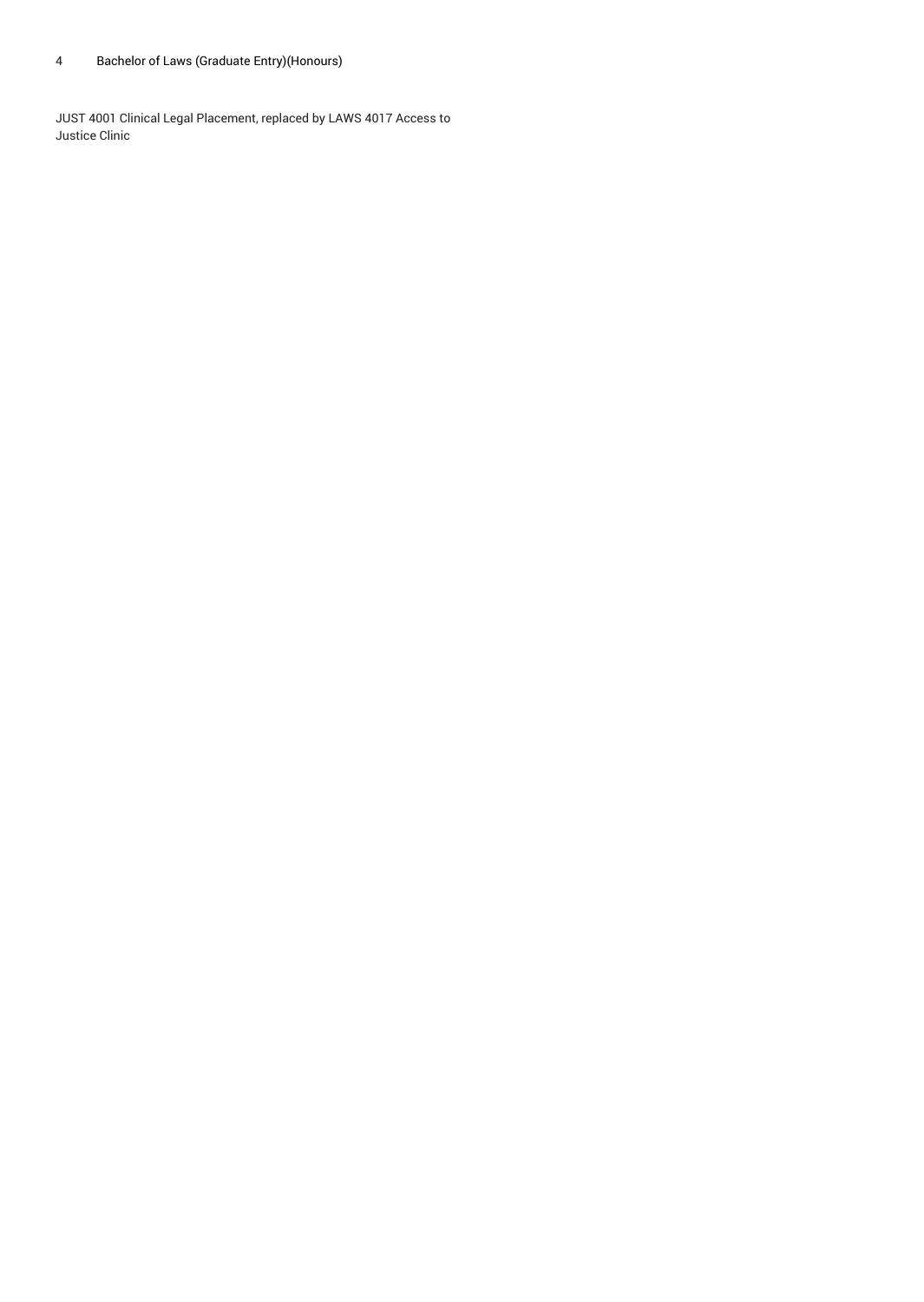JUST 4001 Clinical Legal Placement, replaced by LAWS 4017 Access to Justice Clinic